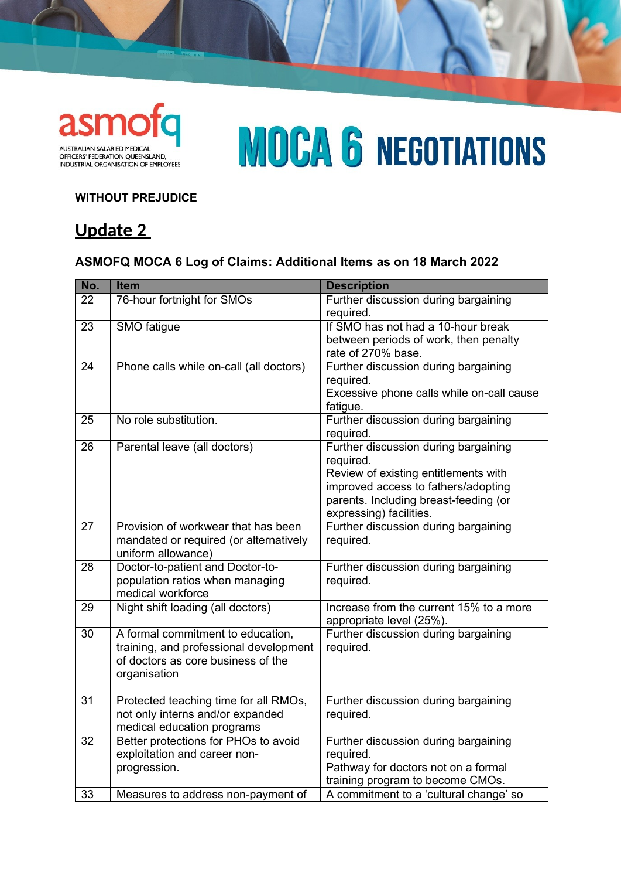asmofq

AUSTRALIAN SALARIED MEDICAL OFFICERS' FEDERATION QUEENSLAND, INDUSTRIAL ORGANISATION OF EMPLOYEES

# MOCA 6 NEGOTIATIONS

**WITHOUT PREJUDICE**

## Update 2

### ASMOFQ MOCA 6 Log of Claims: Additional Items as on 18 March 2022

| No. | Item | Description |
|---|---|---|
| 22 | 76-hour fortnight for SMOs | Further discussion during bargaining required. |
| 23 | SMO fatigue | If SMO has not had a 10-hour break between periods of work, then penalty rate of 270% base. |
| 24 | Phone calls while on-call (all doctors) | Further discussion during bargaining required.<br>Excessive phone calls while on-call cause fatigue. |
| 25 | No role substitution. | Further discussion during bargaining required. |
| 26 | Parental leave (all doctors) | Further discussion during bargaining required.<br>Review of existing entitlements with improved access to fathers/adopting parents. Including breast-feeding (or expressing) facilities. |
| 27 | Provision of workwear that has been mandated or required (or alternatively uniform allowance) | Further discussion during bargaining required. |
| 28 | Doctor-to-patient and Doctor-to-population ratios when managing medical workforce | Further discussion during bargaining required. |
| 29 | Night shift loading (all doctors) | Increase from the current 15% to a more appropriate level (25%). |
| 30 | A formal commitment to education, training, and professional development of doctors as core business of the organisation | Further discussion during bargaining required. |
| 31 | Protected teaching time for all RMOs, not only interns and/or expanded medical education programs | Further discussion during bargaining required. |
| 32 | Better protections for PHOs to avoid exploitation and career non-progression. | Further discussion during bargaining required.<br>Pathway for doctors not on a formal training program to become CMOs. |
| 33 | Measures to address non-payment of | A commitment to a 'cultural change' so |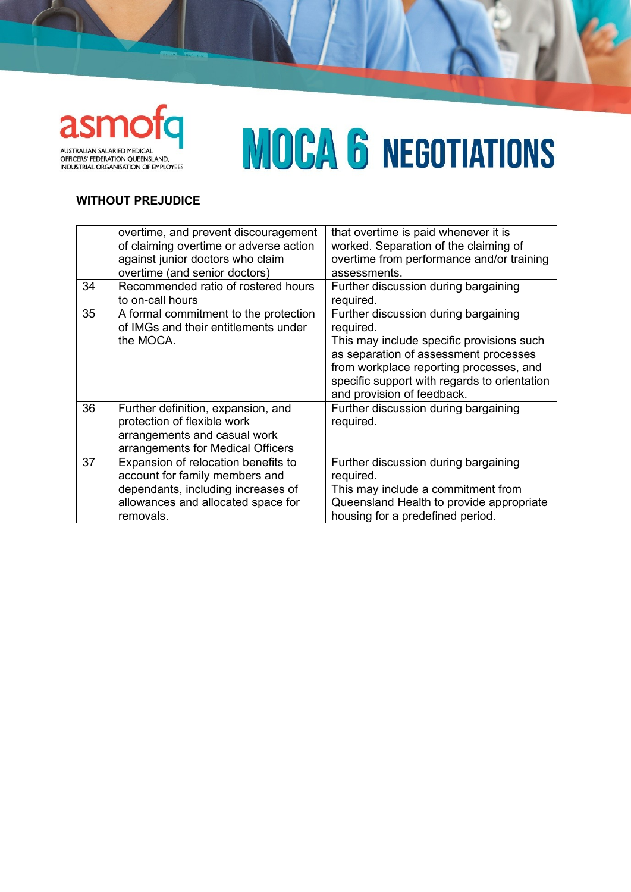**WITHOUT PREJUDICE**

| | | |
|---|---|---|
| | overtime, and prevent discouragement of claiming overtime or adverse action against junior doctors who claim overtime (and senior doctors) | that overtime is paid whenever it is worked. Separation of the claiming of overtime from performance and/or training assessments. |
| 34 | Recommended ratio of rostered hours to on-call hours | Further discussion during bargaining required. |
| 35 | A formal commitment to the protection of IMGs and their entitlements under the MOCA. | Further discussion during bargaining required.<br>This may include specific provisions such as separation of assessment processes from workplace reporting processes, and specific support with regards to orientation and provision of feedback. |
| 36 | Further definition, expansion, and protection of flexible work arrangements and casual work arrangements for Medical Officers | Further discussion during bargaining required. |
| 37 | Expansion of relocation benefits to account for family members and dependants, including increases of allowances and allocated space for removals. | Further discussion during bargaining required.<br>This may include a commitment from Queensland Health to provide appropriate housing for a predefined period. |